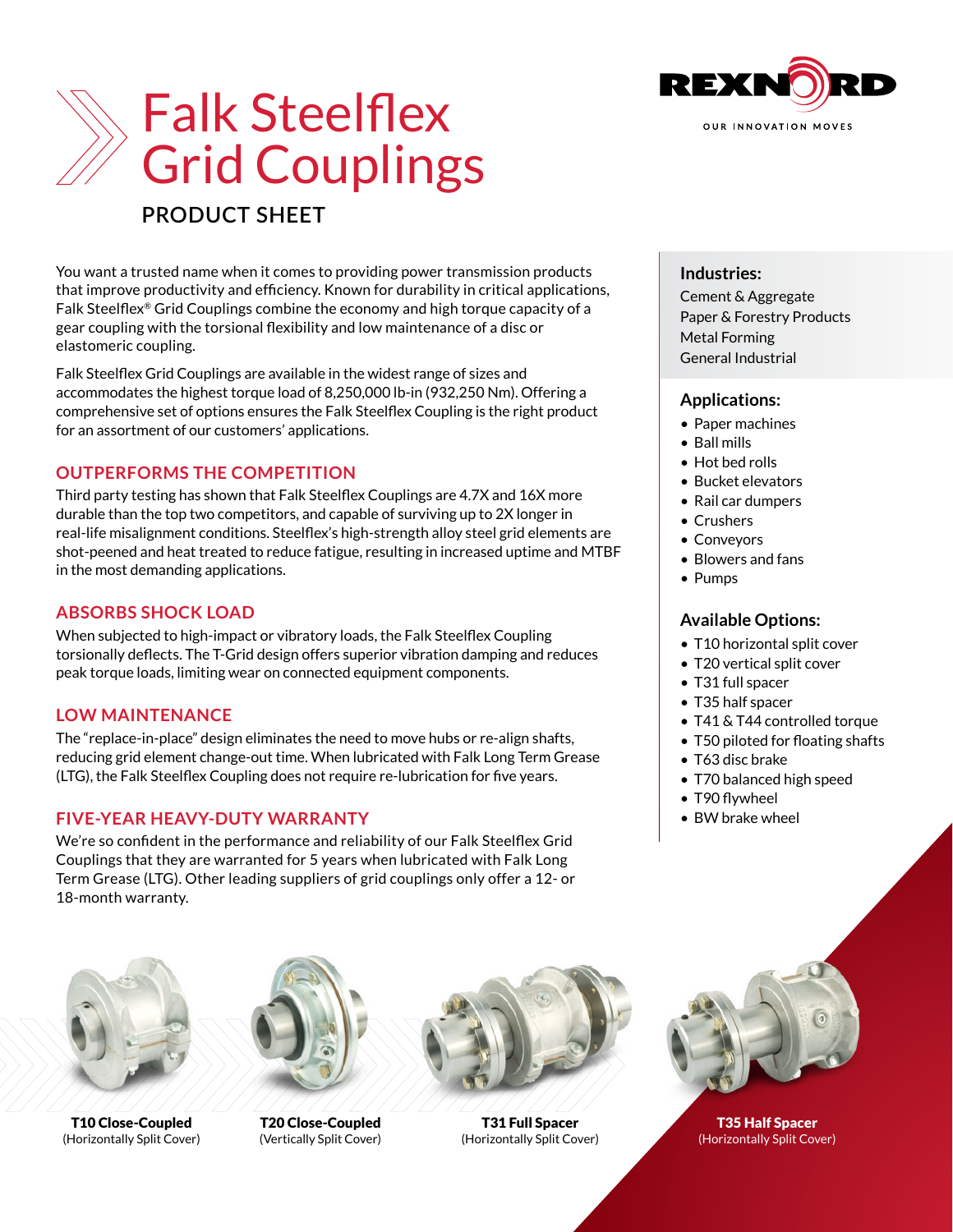# Falk Steelflex Grid Couplings

## PRODUCT SHEET

You want a trusted name when it comes to providing power transmission products that improve productivity and efficiency. Known for durability in critical applications, Falk Steelflex® Grid Couplings combine the economy and high torque capacity of a gear coupling with the torsional flexibility and low maintenance of a disc or elastomeric coupling.

Falk Steelflex Grid Couplings are available in the widest range of sizes and accommodates the highest torque load of 8,250,000 lb-in (932,250 Nm). Offering a comprehensive set of options ensures the Falk Steelflex Coupling is the right product for an assortment of our customers' applications.

### OUTPERFORMS THE COMPETITION

Third party testing has shown that Falk Steelflex Couplings are 4.7X and 16X more durable than the top two competitors, and capable of surviving up to 2X longer in real-life misalignment conditions. Steelflex's high-strength alloy steel grid elements are shot-peened and heat treated to reduce fatigue, resulting in increased uptime and MTBF in the most demanding applications.

### ABSORBS SHOCK LOAD

When subjected to high-impact or vibratory loads, the Falk Steelflex Coupling torsionally deflects. The T-Grid design offers superior vibration damping and reduces peak torque loads, limiting wear on connected equipment components.

### LOW MAINTENANCE

The "replace-in-place" design eliminates the need to move hubs or re-align shafts, reducing grid element change-out time. When lubricated with Falk Long Term Grease (LTG), the Falk Steelflex Coupling does not require re-lubrication for five years.

### FIVE-YEAR HEAVY-DUTY WARRANTY

We're so confident in the performance and reliability of our Falk Steelflex Grid Couplings that they are warranted for 5 years when lubricated with Falk Long Term Grease (LTG). Other leading suppliers of grid couplings only offer a 12- or 18-month warranty.

### Industries:

Cement & Aggregate
Paper & Forestry Products
Metal Forming
General Industrial

### Applications:

- Paper machines
- Ball mills
- Hot bed rolls
- Bucket elevators
- Rail car dumpers
- Crushers
- Conveyors
- Blowers and fans
- Pumps

### Available Options:

- T10 horizontal split cover
- T20 vertical split cover
- T31 full spacer
- T35 half spacer
- T41 & T44 controlled torque
- T50 piloted for floating shafts
- T63 disc brake
- T70 balanced high speed
- T90 flywheel
- BW brake wheel

**T10 Close-Coupled**
(Horizontally Split Cover)

**T20 Close-Coupled**
(Vertically Split Cover)

**T31 Full Spacer**
(Horizontally Split Cover)

**T35 Half Spacer**
(Horizontally Split Cover)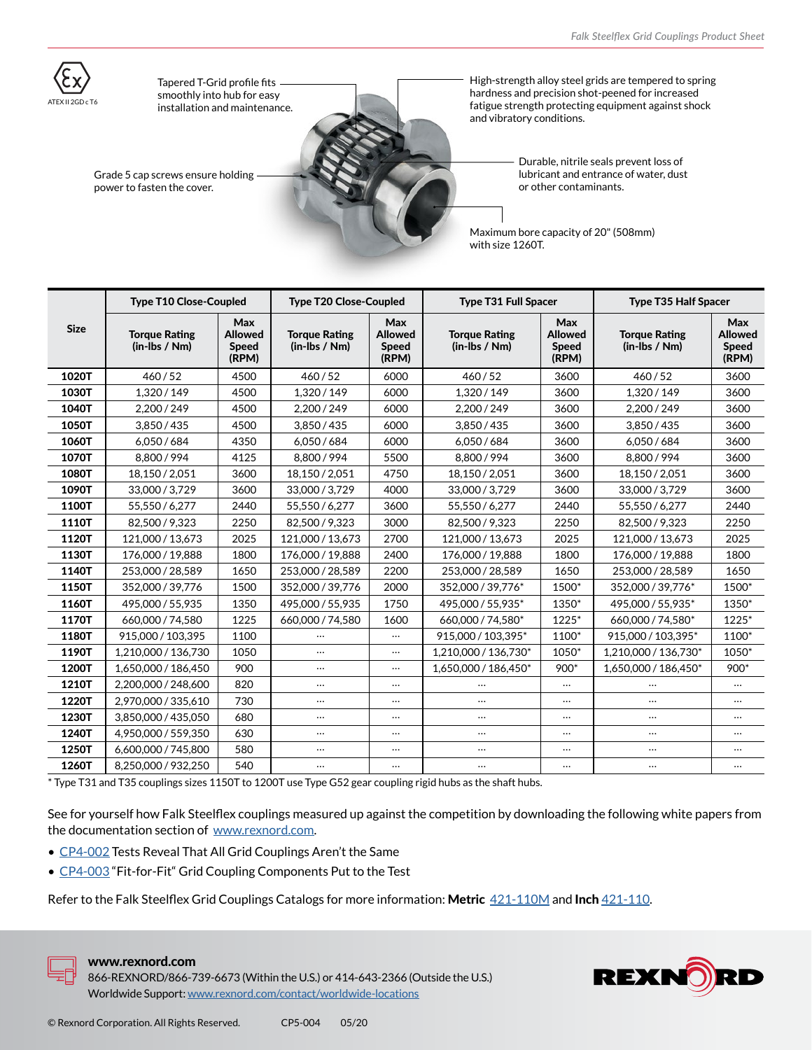ATEX II 2GD c T6

Tapered T-Grid profile fits smoothly into hub for easy installation and maintenance.

High-strength alloy steel grids are tempered to spring hardness and precision shot-peened for increased fatigue strength protecting equipment against shock and vibratory conditions.

Grade 5 cap screws ensure holding power to fasten the cover.

Durable, nitrile seals prevent loss of lubricant and entrance of water, dust or other contaminants.

Maximum bore capacity of 20" (508mm) with size 1260T.

| Size | Type T10 Close-Coupled | | Type T20 Close-Coupled | | Type T31 Full Spacer | | Type T35 Half Spacer | |
|---|---|---|---|---|---|---|---|---|
| | Torque Rating (in-lbs / Nm) | Max Allowed Speed (RPM) | Torque Rating (in-lbs / Nm) | Max Allowed Speed (RPM) | Torque Rating (in-lbs / Nm) | Max Allowed Speed (RPM) | Torque Rating (in-lbs / Nm) | Max Allowed Speed (RPM) |
| **1020T** | 460 / 52 | 4500 | 460 / 52 | 6000 | 460 / 52 | 3600 | 460 / 52 | 3600 |
| **1030T** | 1,320 / 149 | 4500 | 1,320 / 149 | 6000 | 1,320 / 149 | 3600 | 1,320 / 149 | 3600 |
| **1040T** | 2,200 / 249 | 4500 | 2,200 / 249 | 6000 | 2,200 / 249 | 3600 | 2,200 / 249 | 3600 |
| **1050T** | 3,850 / 435 | 4500 | 3,850 / 435 | 6000 | 3,850 / 435 | 3600 | 3,850 / 435 | 3600 |
| **1060T** | 6,050 / 684 | 4350 | 6,050 / 684 | 6000 | 6,050 / 684 | 3600 | 6,050 / 684 | 3600 |
| **1070T** | 8,800 / 994 | 4125 | 8,800 / 994 | 5500 | 8,800 / 994 | 3600 | 8,800 / 994 | 3600 |
| **1080T** | 18,150 / 2,051 | 3600 | 18,150 / 2,051 | 4750 | 18,150 / 2,051 | 3600 | 18,150 / 2,051 | 3600 |
| **1090T** | 33,000 / 3,729 | 3600 | 33,000 / 3,729 | 4000 | 33,000 / 3,729 | 3600 | 33,000 / 3,729 | 3600 |
| **1100T** | 55,550 / 6,277 | 2440 | 55,550 / 6,277 | 3600 | 55,550 / 6,277 | 2440 | 55,550 / 6,277 | 2440 |
| **1110T** | 82,500 / 9,323 | 2250 | 82,500 / 9,323 | 3000 | 82,500 / 9,323 | 2250 | 82,500 / 9,323 | 2250 |
| **1120T** | 121,000 / 13,673 | 2025 | 121,000 / 13,673 | 2700 | 121,000 / 13,673 | 2025 | 121,000 / 13,673 | 2025 |
| **1130T** | 176,000 / 19,888 | 1800 | 176,000 / 19,888 | 2400 | 176,000 / 19,888 | 1800 | 176,000 / 19,888 | 1800 |
| **1140T** | 253,000 / 28,589 | 1650 | 253,000 / 28,589 | 2200 | 253,000 / 28,589 | 1650 | 253,000 / 28,589 | 1650 |
| **1150T** | 352,000 / 39,776 | 1500 | 352,000 / 39,776 | 2000 | 352,000 / 39,776* | 1500* | 352,000 / 39,776* | 1500* |
| **1160T** | 495,000 / 55,935 | 1350 | 495,000 / 55,935 | 1750 | 495,000 / 55,935* | 1350* | 495,000 / 55,935* | 1350* |
| **1170T** | 660,000 / 74,580 | 1225 | 660,000 / 74,580 | 1600 | 660,000 / 74,580* | 1225* | 660,000 / 74,580* | 1225* |
| **1180T** | 915,000 / 103,395 | 1100 | ... | ... | 915,000 / 103,395* | 1100* | 915,000 / 103,395* | 1100* |
| **1190T** | 1,210,000 / 136,730 | 1050 | ... | ... | 1,210,000 / 136,730* | 1050* | 1,210,000 / 136,730* | 1050* |
| **1200T** | 1,650,000 / 186,450 | 900 | ... | ... | 1,650,000 / 186,450* | 900* | 1,650,000 / 186,450* | 900* |
| **1210T** | 2,200,000 / 248,600 | 820 | ... | ... | ... | ... | ... | ... |
| **1220T** | 2,970,000 / 335,610 | 730 | ... | ... | ... | ... | ... | ... |
| **1230T** | 3,850,000 / 435,050 | 680 | ... | ... | ... | ... | ... | ... |
| **1240T** | 4,950,000 / 559,350 | 630 | ... | ... | ... | ... | ... | ... |
| **1250T** | 6,600,000 / 745,800 | 580 | ... | ... | ... | ... | ... | ... |
| **1260T** | 8,250,000 / 932,250 | 540 | ... | ... | ... | ... | ... | ... |

* Type T31 and T35 couplings sizes 1150T to 1200T use Type G52 gear coupling rigid hubs as the shaft hubs.

See for yourself how Falk Steelflex couplings measured up against the competition by downloading the following white papers from the documentation section of www.rexnord.com.

- CP4-002 Tests Reveal That All Grid Couplings Aren't the Same
- CP4-003 "Fit-for-Fit" Grid Coupling Components Put to the Test

Refer to the Falk Steelflex Grid Couplings Catalogs for more information: **Metric** 421-110M and **Inch** 421-110.

**www.rexnord.com**
866-REXNORD/866-739-6673 (Within the U.S.) or 414-643-2366 (Outside the U.S.)
Worldwide Support: www.rexnord.com/contact/worldwide-locations

REXNORD

© Rexnord Corporation. All Rights Reserved. CP5-004 05/20